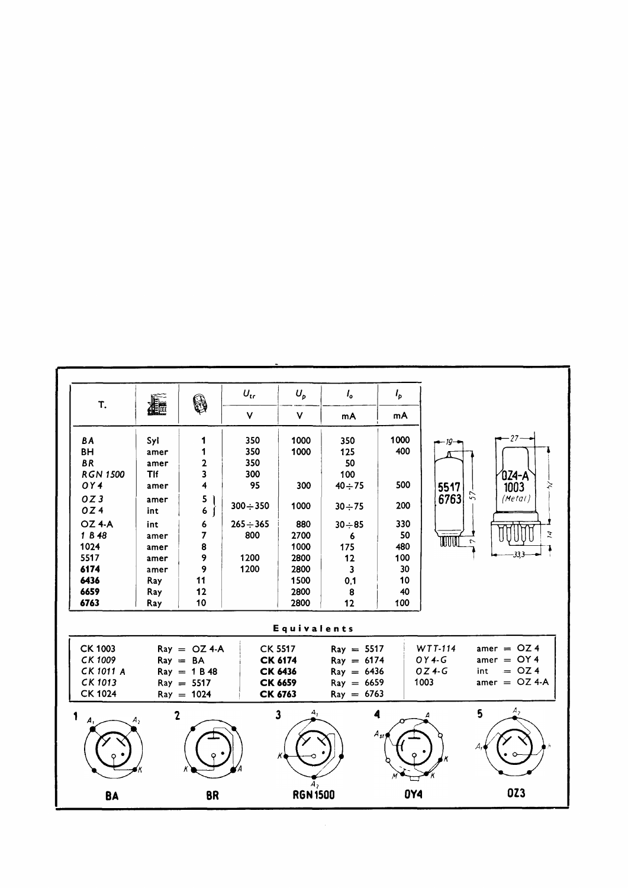| T. | | | $U_{tr}$ | $U_p$ | $I_o$ | $I_p$ |
|---|---|---|---|---|---|---|
| | | | V | V | mA | mA |
| *BA* | Syl | 1 | 350 | 1000 | 350 | 1000 |
| BH | amer | 1 | 350 | 1000 | 125 | 400 |
| *BR* | amer | 2 | 350 | | 50 | |
| *RGN 1500* | Tlf | 3 | 300 | | 100 | |
| *OY 4* | amer | 4 | 95 | 300 | 40÷75 | 500 |
| *OZ 3* | amer | 5 | 300÷350 | 1000 | 30÷75 | 200 |
| *OZ 4* | int | 6 | 300÷350 | 1000 | 30÷75 | 200 |
| OZ 4-A | int | 6 | 265÷365 | 880 | 30÷85 | 330 |
| *1 B 48* | amer | 7 | 800 | 2700 | 6 | 50 |
| 1024 | amer | 8 | | 1000 | 175 | 480 |
| 5517 | amer | 9 | 1200 | 2800 | 12 | 100 |
| **6174** | amer | 9 | 1200 | 2800 | 3 | 30 |
| **6436** | Ray | 11 | | 1500 | 0,1 | 10 |
| **6659** | Ray | 12 | | 2800 | 8 | 40 |
| **6763** | Ray | 10 | | 2800 | 12 | 100 |

5517 6763 — 19 — 57 — 7

OZ4-A 1003 (Metal) — 27 — 74 — 14 — 33,3

## Equivalents

| | | | | | |
|---|---|---|---|---|---|
| CK 1003 | Ray = OZ 4-A | CK 5517 | Ray = 5517 | *WTT-114* | amer = OZ 4 |
| *CK 1009* | Ray = BA | **CK 6174** | Ray = 6174 | *OY 4-G* | amer = OY 4 |
| *CK 1011 A* | Ray = 1 B 48 | **CK 6436** | Ray = 6436 | *OZ 4-G* | int = OZ 4 |
| *CK 1013* | Ray = 5517 | **CK 6659** | Ray = 6659 | 1003 | amer = OZ 4-A |
| CK 1024 | Ray = 1024 | **CK 6763** | Ray = 6763 | | |

1 — $A_1$, $A_2$, K — **BA**

2 — K, A — **BR**

3 — $A_1$, K, $A_2$ — **RGN 1500**

4 — A, $A_{st}$, K, M, K — **OY4**

5 — $A_2$, $A_1$, K — **OZ3**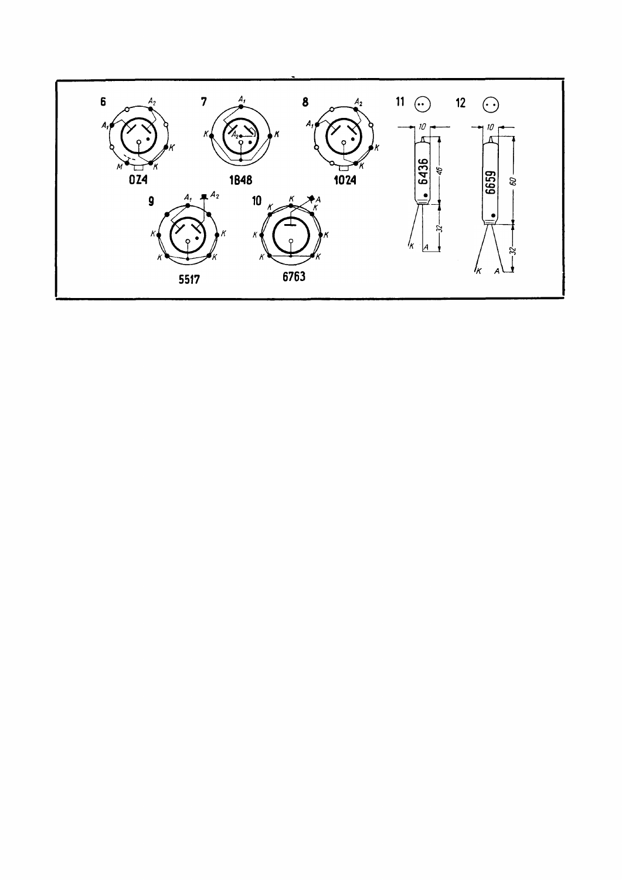6

$A_2$

$A_1$

K

M

K

0Z4

7

$A_1$

K

K

$A_2$

1B48

8

$A_2$

$A_1$

K

K

1024

11

10

46

32

6436

K

A

12

10

60

32

6659

K

A

9

$A_1$

$A_2$

K

K

K

K

5517

10

K

K

A

K

K

K

K

K

6763